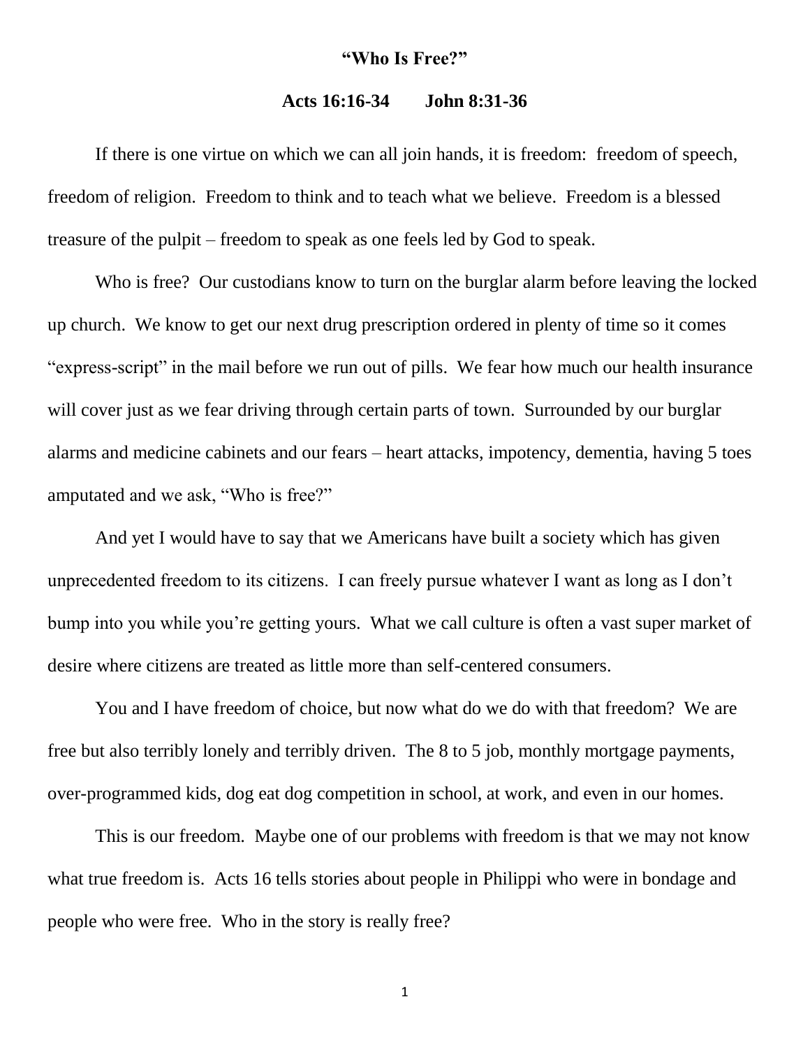# **"Who Is Free?"**

**Acts 16:16-34 John 8:31-36**

If there is one virtue on which we can all join hands, it is freedom: freedom of speech, freedom of religion. Freedom to think and to teach what we believe. Freedom is a blessed treasure of the pulpit – freedom to speak as one feels led by God to speak.

Who is free? Our custodians know to turn on the burglar alarm before leaving the locked up church. We know to get our next drug prescription ordered in plenty of time so it comes "express-script" in the mail before we run out of pills. We fear how much our health insurance will cover just as we fear driving through certain parts of town. Surrounded by our burglar alarms and medicine cabinets and our fears – heart attacks, impotency, dementia, having 5 toes amputated and we ask, "Who is free?"

And yet I would have to say that we Americans have built a society which has given unprecedented freedom to its citizens. I can freely pursue whatever I want as long as I don't bump into you while you're getting yours. What we call culture is often a vast super market of desire where citizens are treated as little more than self-centered consumers.

You and I have freedom of choice, but now what do we do with that freedom? We are free but also terribly lonely and terribly driven. The 8 to 5 job, monthly mortgage payments, over-programmed kids, dog eat dog competition in school, at work, and even in our homes.

This is our freedom. Maybe one of our problems with freedom is that we may not know what true freedom is. Acts 16 tells stories about people in Philippi who were in bondage and people who were free. Who in the story is really free?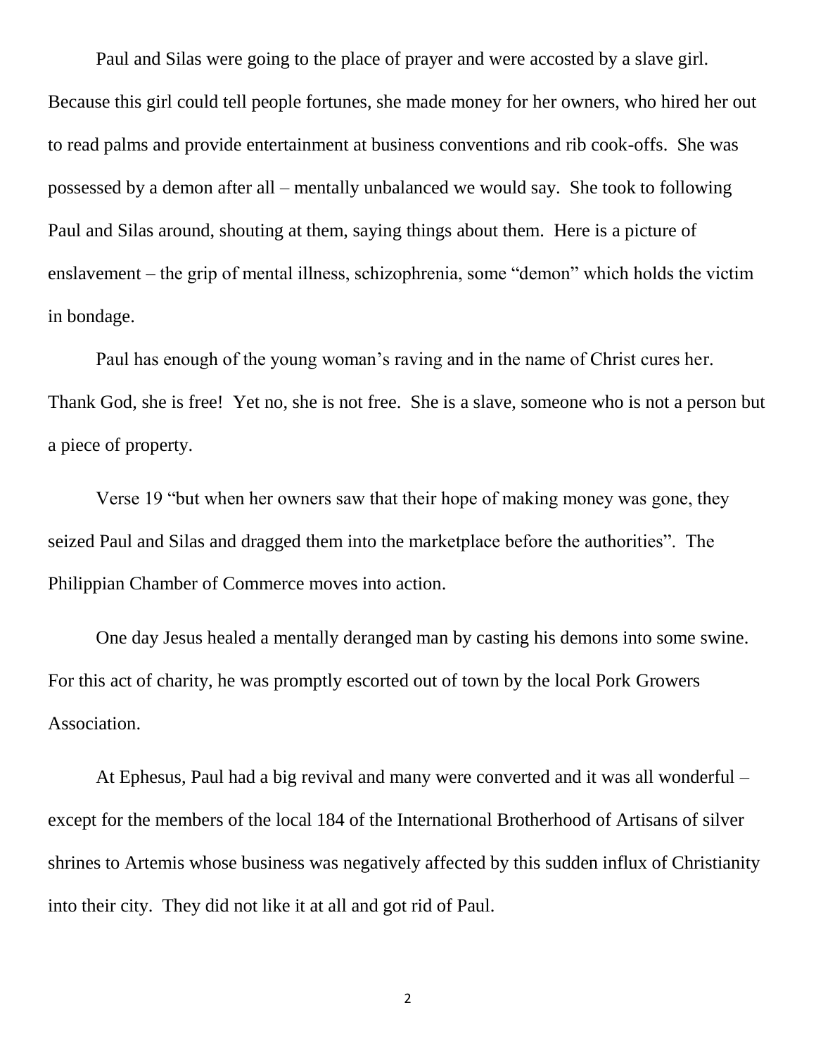Paul and Silas were going to the place of prayer and were accosted by a slave girl. Because this girl could tell people fortunes, she made money for her owners, who hired her out to read palms and provide entertainment at business conventions and rib cook-offs. She was possessed by a demon after all – mentally unbalanced we would say. She took to following Paul and Silas around, shouting at them, saying things about them. Here is a picture of enslavement – the grip of mental illness, schizophrenia, some "demon" which holds the victim in bondage.

Paul has enough of the young woman's raving and in the name of Christ cures her. Thank God, she is free! Yet no, she is not free. She is a slave, someone who is not a person but a piece of property.

Verse 19 "but when her owners saw that their hope of making money was gone, they seized Paul and Silas and dragged them into the marketplace before the authorities". The Philippian Chamber of Commerce moves into action.

One day Jesus healed a mentally deranged man by casting his demons into some swine. For this act of charity, he was promptly escorted out of town by the local Pork Growers Association.

At Ephesus, Paul had a big revival and many were converted and it was all wonderful – except for the members of the local 184 of the International Brotherhood of Artisans of silver shrines to Artemis whose business was negatively affected by this sudden influx of Christianity into their city. They did not like it at all and got rid of Paul.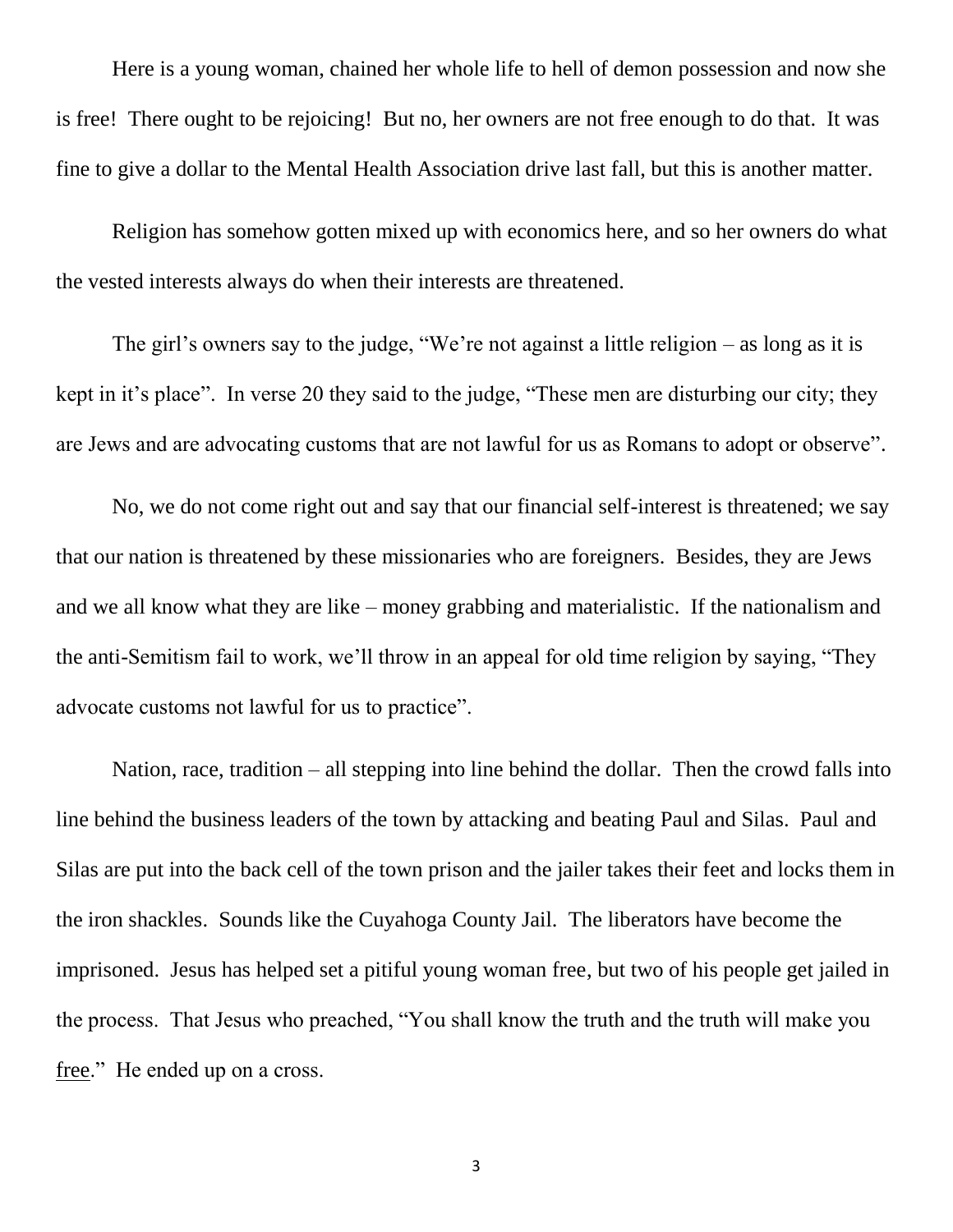Here is a young woman, chained her whole life to hell of demon possession and now she is free! There ought to be rejoicing! But no, her owners are not free enough to do that. It was fine to give a dollar to the Mental Health Association drive last fall, but this is another matter.

Religion has somehow gotten mixed up with economics here, and so her owners do what the vested interests always do when their interests are threatened.

The girl's owners say to the judge, "We're not against a little religion – as long as it is kept in it's place". In verse 20 they said to the judge, "These men are disturbing our city; they are Jews and are advocating customs that are not lawful for us as Romans to adopt or observe".

No, we do not come right out and say that our financial self-interest is threatened; we say that our nation is threatened by these missionaries who are foreigners. Besides, they are Jews and we all know what they are like – money grabbing and materialistic. If the nationalism and the anti-Semitism fail to work, we'll throw in an appeal for old time religion by saying, "They advocate customs not lawful for us to practice".

Nation, race, tradition – all stepping into line behind the dollar. Then the crowd falls into line behind the business leaders of the town by attacking and beating Paul and Silas. Paul and Silas are put into the back cell of the town prison and the jailer takes their feet and locks them in the iron shackles. Sounds like the Cuyahoga County Jail. The liberators have become the imprisoned. Jesus has helped set a pitiful young woman free, but two of his people get jailed in the process. That Jesus who preached, "You shall know the truth and the truth will make you <u>free</u>." He ended up on a cross.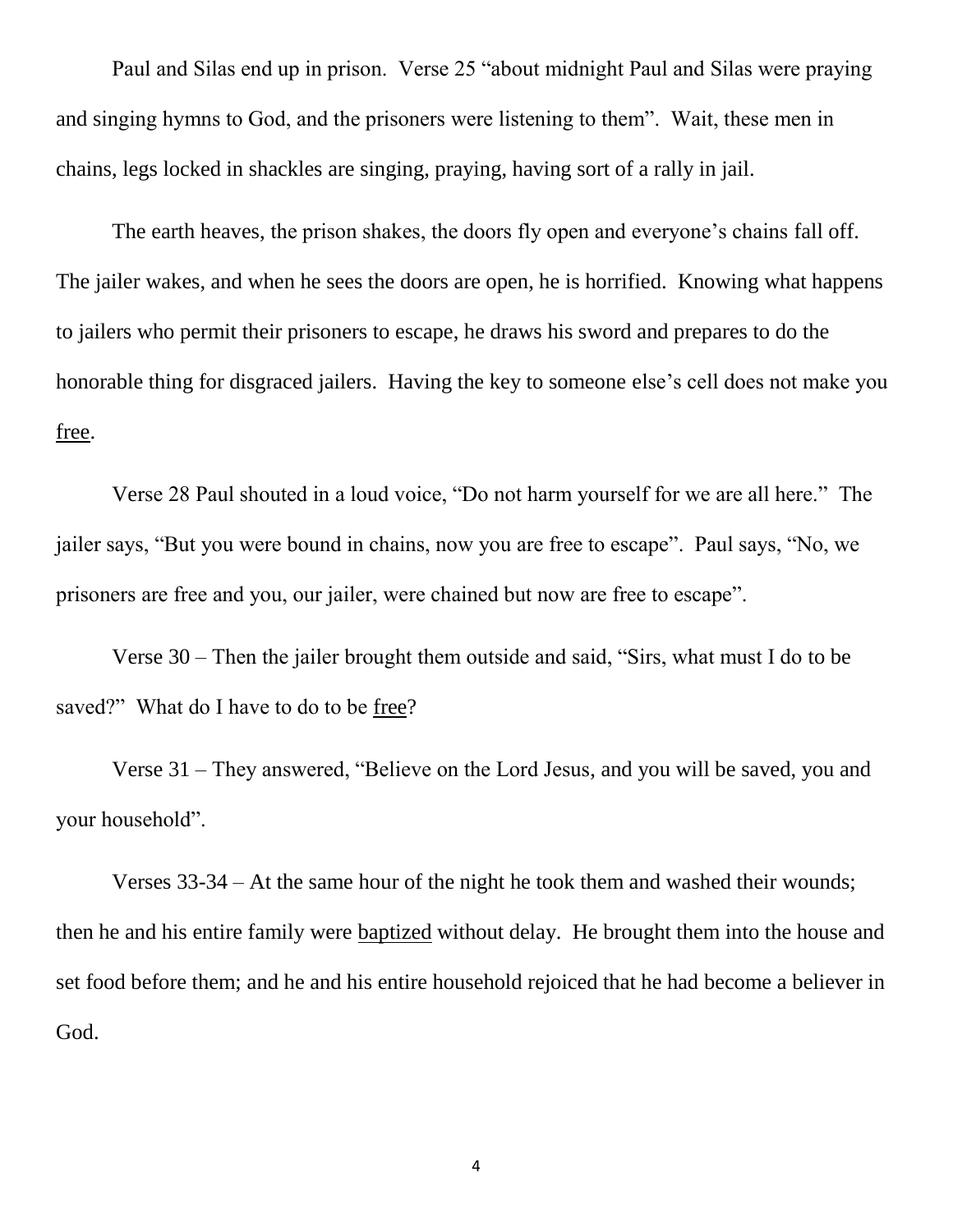Paul and Silas end up in prison. Verse 25 "about midnight Paul and Silas were praying and singing hymns to God, and the prisoners were listening to them". Wait, these men in chains, legs locked in shackles are singing, praying, having sort of a rally in jail.

The earth heaves, the prison shakes, the doors fly open and everyone's chains fall off. The jailer wakes, and when he sees the doors are open, he is horrified. Knowing what happens to jailers who permit their prisoners to escape, he draws his sword and prepares to do the honorable thing for disgraced jailers. Having the key to someone else's cell does not make you <u>free</u>.

Verse 28 Paul shouted in a loud voice, "Do not harm yourself for we are all here." The jailer says, "But you were bound in chains, now you are free to escape". Paul says, "No, we prisoners are free and you, our jailer, were chained but now are free to escape".

Verse 30 – Then the jailer brought them outside and said, "Sirs, what must I do to be saved?" What do I have to do to be <u>free</u>?

Verse 31 – They answered, "Believe on the Lord Jesus, and you will be saved, you and your household".

Verses 33-34 – At the same hour of the night he took them and washed their wounds; then he and his entire family were <u>baptized</u> without delay. He brought them into the house and set food before them; and he and his entire household rejoiced that he had become a believer in God.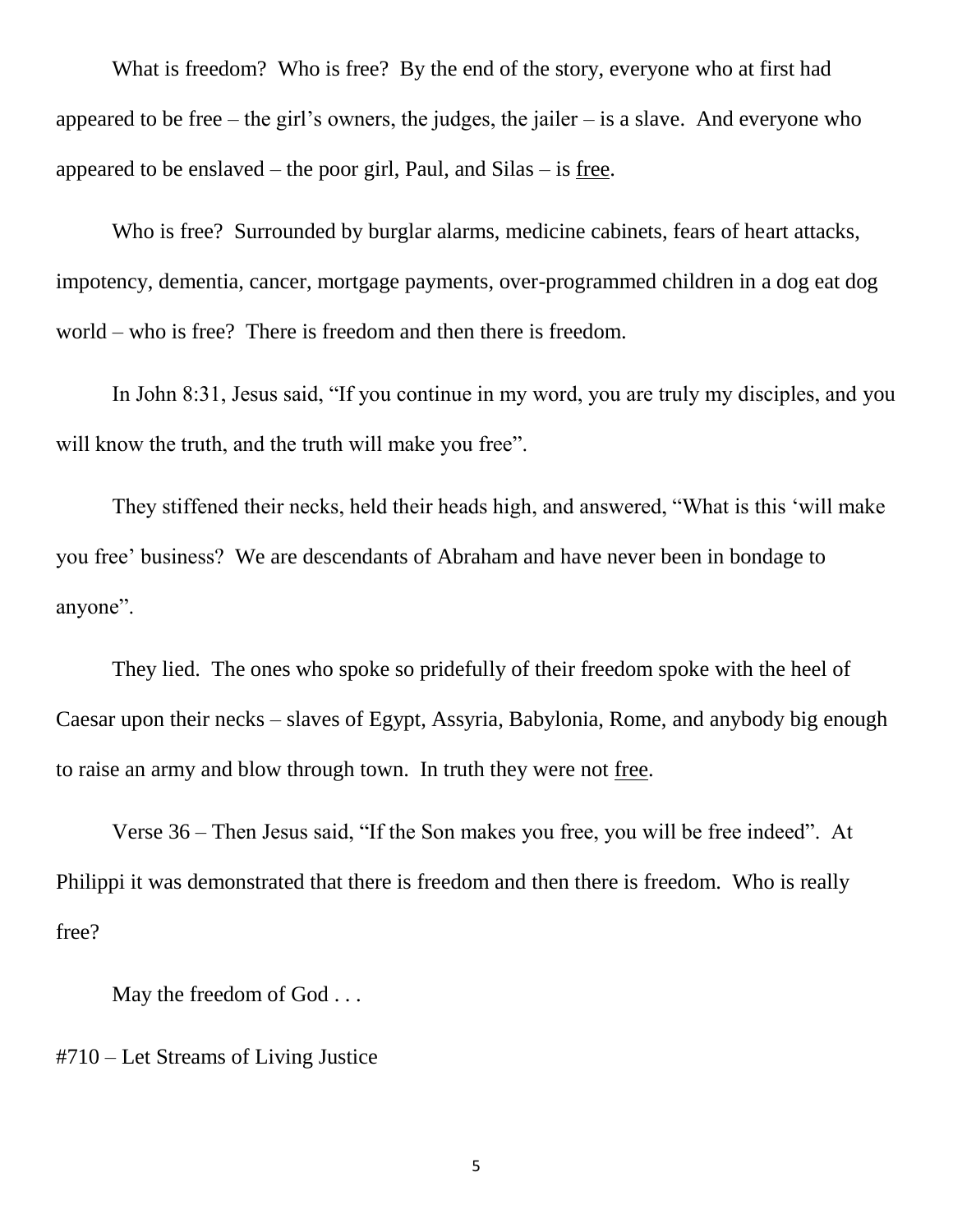What is freedom? Who is free? By the end of the story, everyone who at first had appeared to be free – the girl's owners, the judges, the jailer – is a slave. And everyone who appeared to be enslaved – the poor girl, Paul, and Silas – is <u>free</u>.

Who is free? Surrounded by burglar alarms, medicine cabinets, fears of heart attacks, impotency, dementia, cancer, mortgage payments, over-programmed children in a dog eat dog world – who is free? There is freedom and then there is freedom.

In John 8:31, Jesus said, "If you continue in my word, you are truly my disciples, and you will know the truth, and the truth will make you free".

They stiffened their necks, held their heads high, and answered, "What is this 'will make you free' business? We are descendants of Abraham and have never been in bondage to anyone".

They lied. The ones who spoke so pridefully of their freedom spoke with the heel of Caesar upon their necks – slaves of Egypt, Assyria, Babylonia, Rome, and anybody big enough to raise an army and blow through town. In truth they were not <u>free</u>.

Verse 36 – Then Jesus said, "If the Son makes you free, you will be free indeed". At Philippi it was demonstrated that there is freedom and then there is freedom. Who is really free?

May the freedom of God . . .

#710 – Let Streams of Living Justice